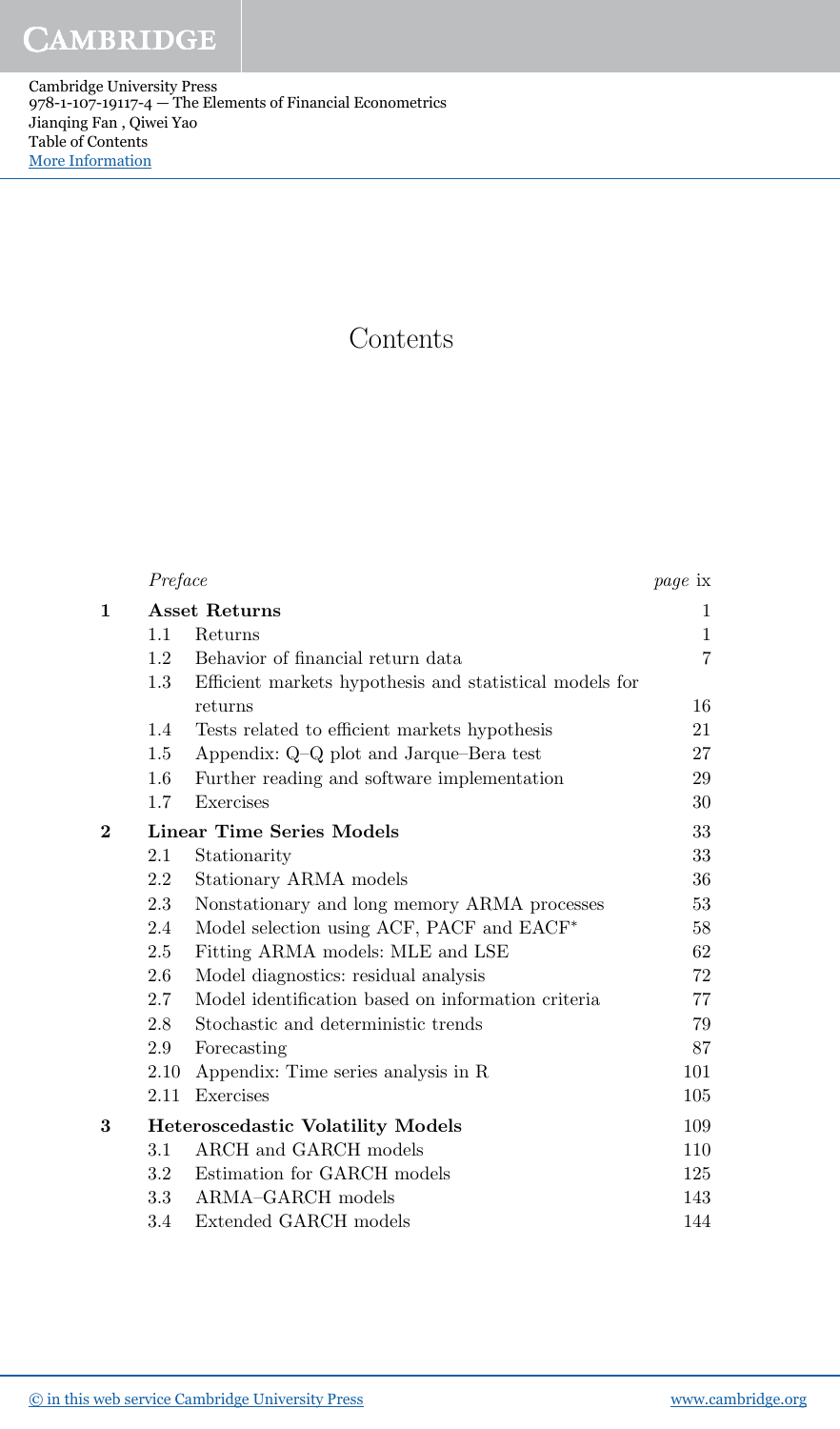# Contents

| | | |
|---|---|---|
| | *Preface* | *page* ix |
| **1** | **Asset Returns** | 1 |
| 1.1 | Returns | 1 |
| 1.2 | Behavior of financial return data | 7 |
| 1.3 | Efficient markets hypothesis and statistical models for returns | 16 |
| 1.4 | Tests related to efficient markets hypothesis | 21 |
| 1.5 | Appendix: Q–Q plot and Jarque–Bera test | 27 |
| 1.6 | Further reading and software implementation | 29 |
| 1.7 | Exercises | 30 |
| **2** | **Linear Time Series Models** | 33 |
| 2.1 | Stationarity | 33 |
| 2.2 | Stationary ARMA models | 36 |
| 2.3 | Nonstationary and long memory ARMA processes | 53 |
| 2.4 | Model selection using ACF, PACF and EACF* | 58 |
| 2.5 | Fitting ARMA models: MLE and LSE | 62 |
| 2.6 | Model diagnostics: residual analysis | 72 |
| 2.7 | Model identification based on information criteria | 77 |
| 2.8 | Stochastic and deterministic trends | 79 |
| 2.9 | Forecasting | 87 |
| 2.10 | Appendix: Time series analysis in R | 101 |
| 2.11 | Exercises | 105 |
| **3** | **Heteroscedastic Volatility Models** | 109 |
| 3.1 | ARCH and GARCH models | 110 |
| 3.2 | Estimation for GARCH models | 125 |
| 3.3 | ARMA–GARCH models | 143 |
| 3.4 | Extended GARCH models | 144 |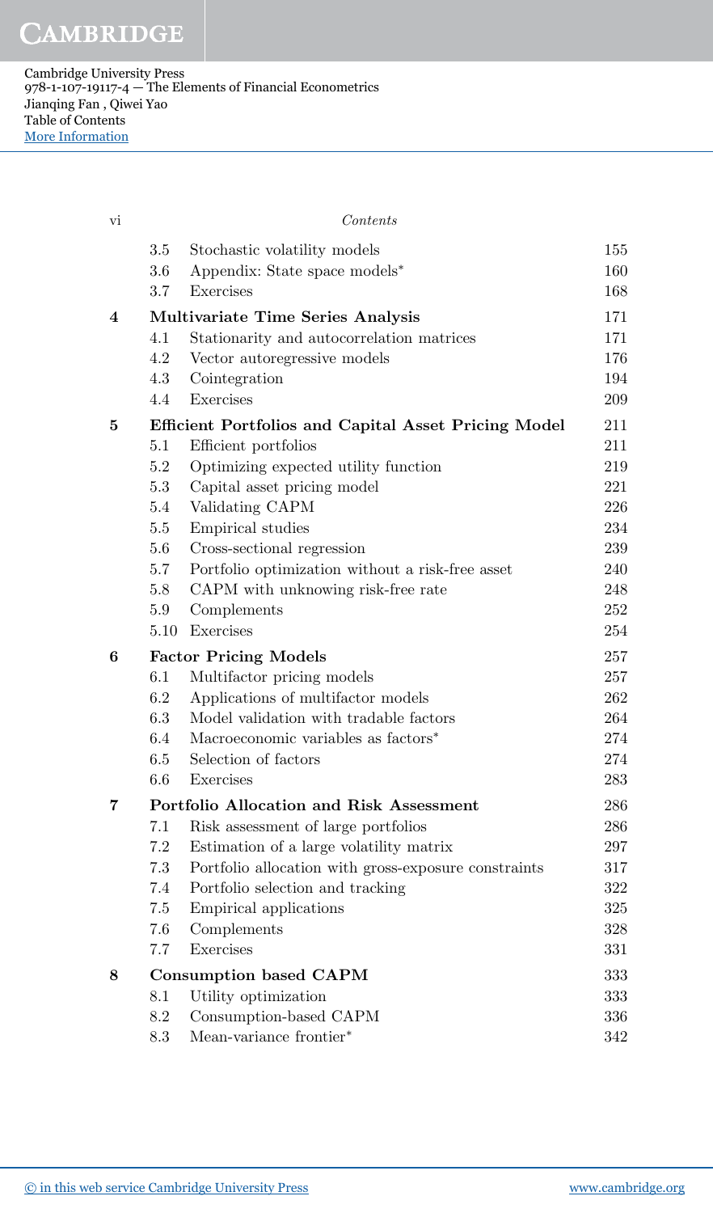| | | |
|---|---|---|
| 3.5 | Stochastic volatility models | 155 |
| 3.6 | Appendix: State space models* | 160 |
| 3.7 | Exercises | 168 |
| **4** | **Multivariate Time Series Analysis** | **171** |
| 4.1 | Stationarity and autocorrelation matrices | 171 |
| 4.2 | Vector autoregressive models | 176 |
| 4.3 | Cointegration | 194 |
| 4.4 | Exercises | 209 |
| **5** | **Efficient Portfolios and Capital Asset Pricing Model** | **211** |
| 5.1 | Efficient portfolios | 211 |
| 5.2 | Optimizing expected utility function | 219 |
| 5.3 | Capital asset pricing model | 221 |
| 5.4 | Validating CAPM | 226 |
| 5.5 | Empirical studies | 234 |
| 5.6 | Cross-sectional regression | 239 |
| 5.7 | Portfolio optimization without a risk-free asset | 240 |
| 5.8 | CAPM with unknowing risk-free rate | 248 |
| 5.9 | Complements | 252 |
| 5.10 | Exercises | 254 |
| **6** | **Factor Pricing Models** | **257** |
| 6.1 | Multifactor pricing models | 257 |
| 6.2 | Applications of multifactor models | 262 |
| 6.3 | Model validation with tradable factors | 264 |
| 6.4 | Macroeconomic variables as factors* | 274 |
| 6.5 | Selection of factors | 274 |
| 6.6 | Exercises | 283 |
| **7** | **Portfolio Allocation and Risk Assessment** | **286** |
| 7.1 | Risk assessment of large portfolios | 286 |
| 7.2 | Estimation of a large volatility matrix | 297 |
| 7.3 | Portfolio allocation with gross-exposure constraints | 317 |
| 7.4 | Portfolio selection and tracking | 322 |
| 7.5 | Empirical applications | 325 |
| 7.6 | Complements | 328 |
| 7.7 | Exercises | 331 |
| **8** | **Consumption based CAPM** | **333** |
| 8.1 | Utility optimization | 333 |
| 8.2 | Consumption-based CAPM | 336 |
| 8.3 | Mean-variance frontier* | 342 |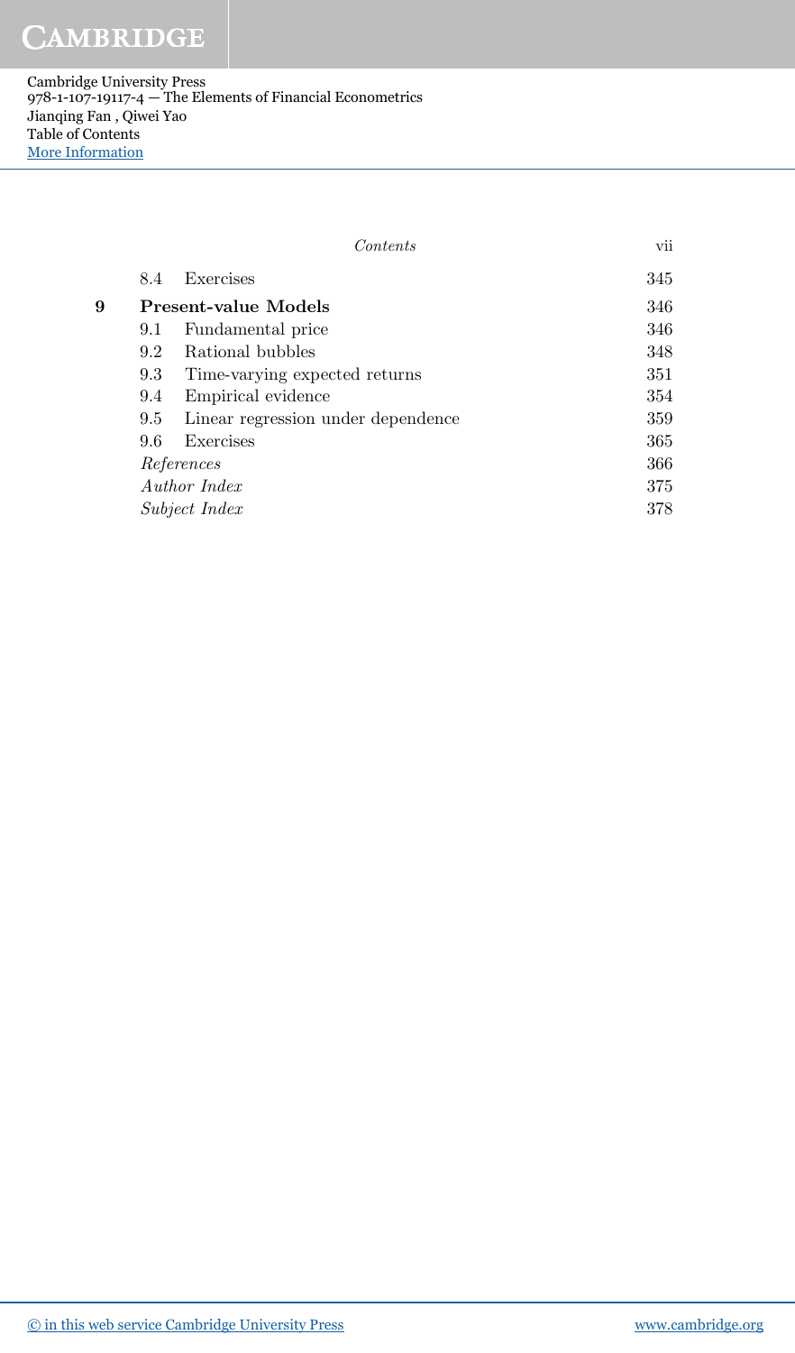| | | |
|---|---|---|
| | 8.4 Exercises | 345 |
| **9** | **Present-value Models** | 346 |
| | 9.1 Fundamental price | 346 |
| | 9.2 Rational bubbles | 348 |
| | 9.3 Time-varying expected returns | 351 |
| | 9.4 Empirical evidence | 354 |
| | 9.5 Linear regression under dependence | 359 |
| | 9.6 Exercises | 365 |
| | *References* | 366 |
| | *Author Index* | 375 |
| | *Subject Index* | 378 |